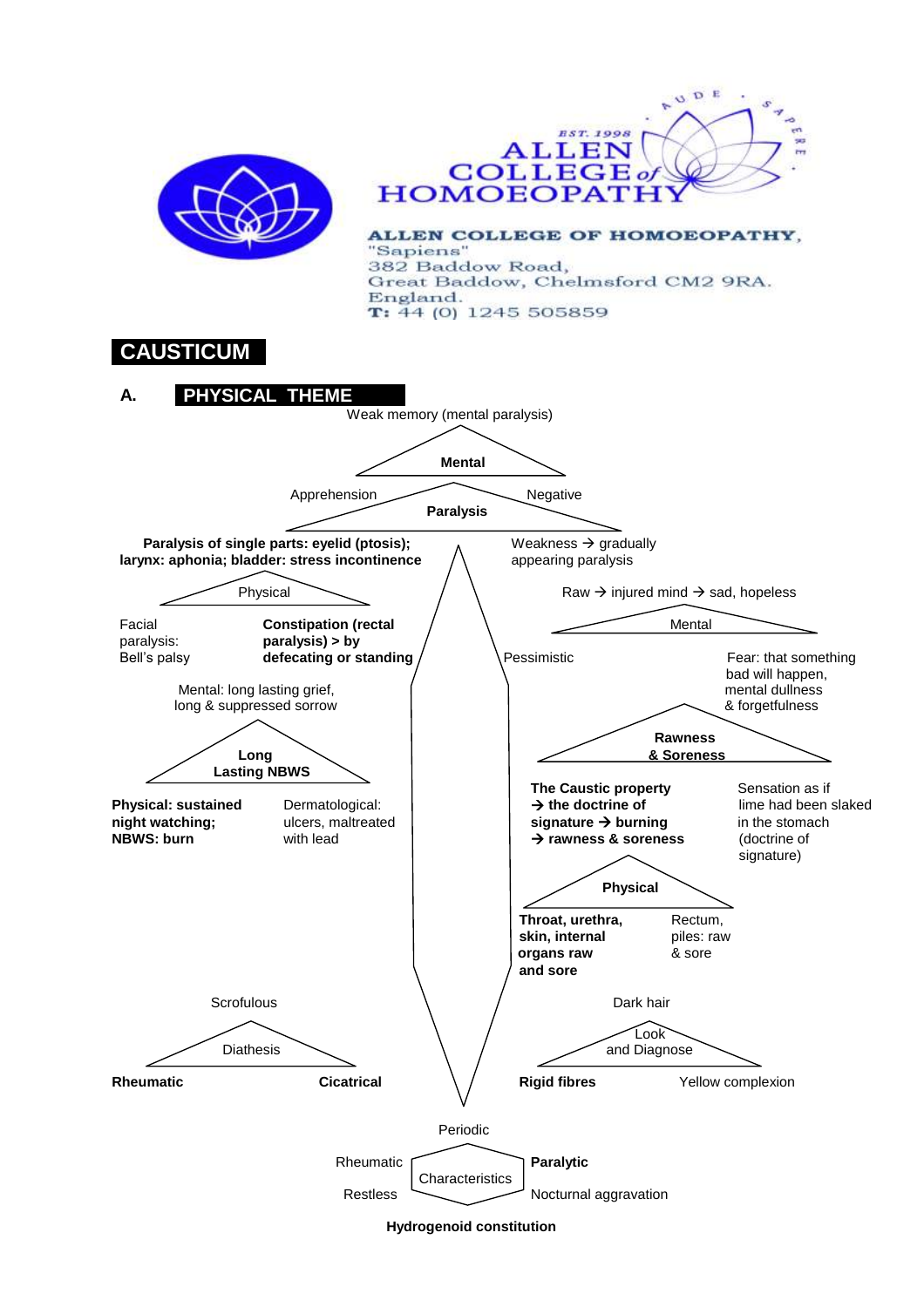ALLEN COLLEGE of HOMOEOPATHY

EST. 1998

AUDE SAPERE

**ALLEN COLLEGE OF HOMOEOPATHY,**
"Sapiens"
382 Baddow Road,
Great Baddow, Chelmsford CM2 9RA.
England.
**T:** 44 (0) 1245 505859

# CAUSTICUM

## A. PHYSICAL THEME

Weak memory (mental paralysis)

**Mental**

Apprehension — Negative

**Paralysis**

**Paralysis of single parts: eyelid (ptosis); larynx: aphonia; bladder: stress incontinence**

Weakness → gradually appearing paralysis

Physical

Facial paralysis: Bell's palsy

**Constipation (rectal paralysis) > by defecating or standing**

Raw → injured mind → sad, hopeless

Mental

Pessimistic

Fear: that something bad will happen, mental dullness & forgetfulness

Mental: long lasting grief, long & suppressed sorrow

**Long Lasting NBWS**

**Physical: sustained night watching; NBWS: burn**

Dermatological: ulcers, maltreated with lead

**Rawness & Soreness**

**The Caustic property → the doctrine of signature → burning → rawness & soreness**

Sensation as if lime had been slaked in the stomach (doctrine of signature)

**Physical**

**Throat, urethra, skin, internal organs raw and sore**

Rectum, piles: raw & sore

Scrofulous

Diathesis

**Rheumatic** — **Cicatrical**

Dark hair

Look and Diagnose

**Rigid fibres** — Yellow complexion

Periodic

Rheumatic — **Paralytic**

Characteristics

Restless — Nocturnal aggravation

**Hydrogenoid constitution**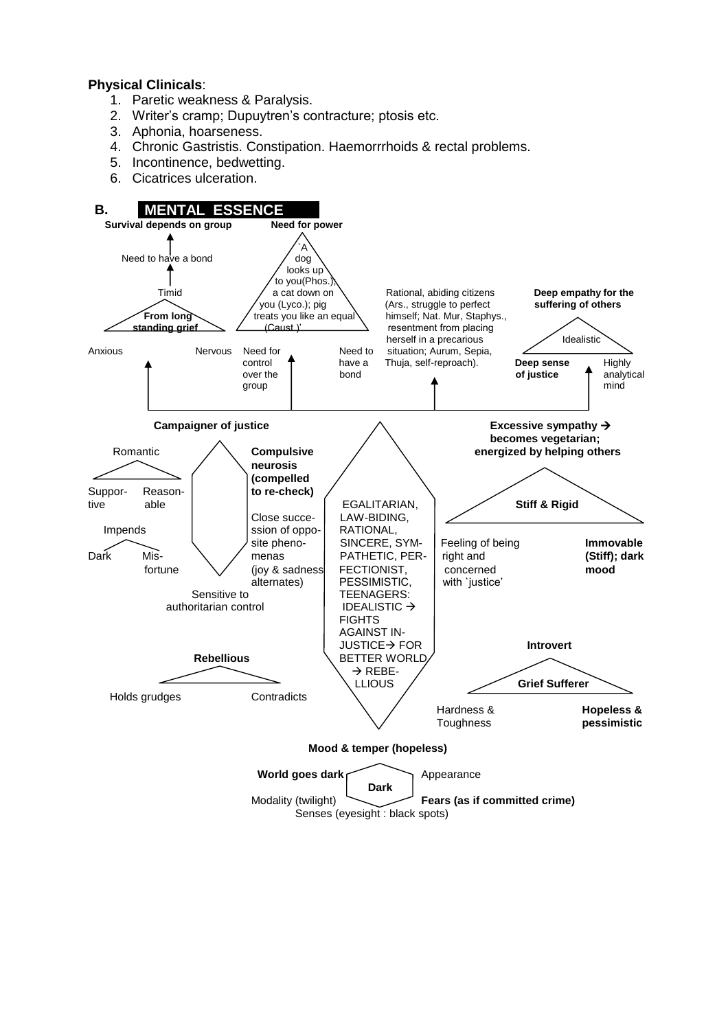**Physical Clinicals**:

1. Paretic weakness & Paralysis.
2. Writer's cramp; Dupuytren's contracture; ptosis etc.
3. Aphonia, hoarseness.
4. Chronic Gastristis. Constipation. Haemorrrhoids & rectal problems.
5. Incontinence, bedwetting.
6. Cicatrices ulceration.

## B. MENTAL ESSENCE

**Survival depends on group**

Need to have a bond

Timid

**From long standing grief**

Anxious

Nervous

**Need for power**

`A dog looks up to you(Phos.); a cat down on you (Lyco.); pig treats you like an equal (Caust.)'

Need for control over the group

Need to have a bond

Rational, abiding citizens (Ars., struggle to perfect himself; Nat. Mur, Staphys., resentment from placing herself in a precarious situation; Aurum, Sepia, Thuja, self-reproach).

**Deep empathy for the suffering of others**

Idealistic

**Deep sense of justice**

Highly analytical mind

**Campaigner of justice**

Romantic

Suppor-tive

Reason-able

Impends

Dark

Mis-fortune

**Compulsive neurosis (compelled to re-check)**

Close succe-ssion of oppo-site pheno-menas (joy & sadness alternates)

Sensitive to authoritarian control

EGALITARIAN, LAW-BIDING, RATIONAL, SINCERE, SYM-PATHETIC, PER-FECTIONIST, PESSIMISTIC, TEENAGERS: IDEALISTIC → FIGHTS AGAINST IN-JUSTICE→ FOR BETTER WORLD → REBE-LLIOUS

**Excessive sympathy → becomes vegetarian; energized by helping others**

**Stiff & Rigid**

Feeling of being right and concerned with `justice'

**Immovable (Stiff); dark mood**

**Rebellious**

Holds grudges

Contradicts

**Introvert**

**Grief Sufferer**

Hardness & Toughness

**Hopeless & pessimistic**

**Mood & temper (hopeless)**

**World goes dark**

**Dark**

Appearance

Modality (twilight)

**Fears (as if committed crime)**

Senses (eyesight : black spots)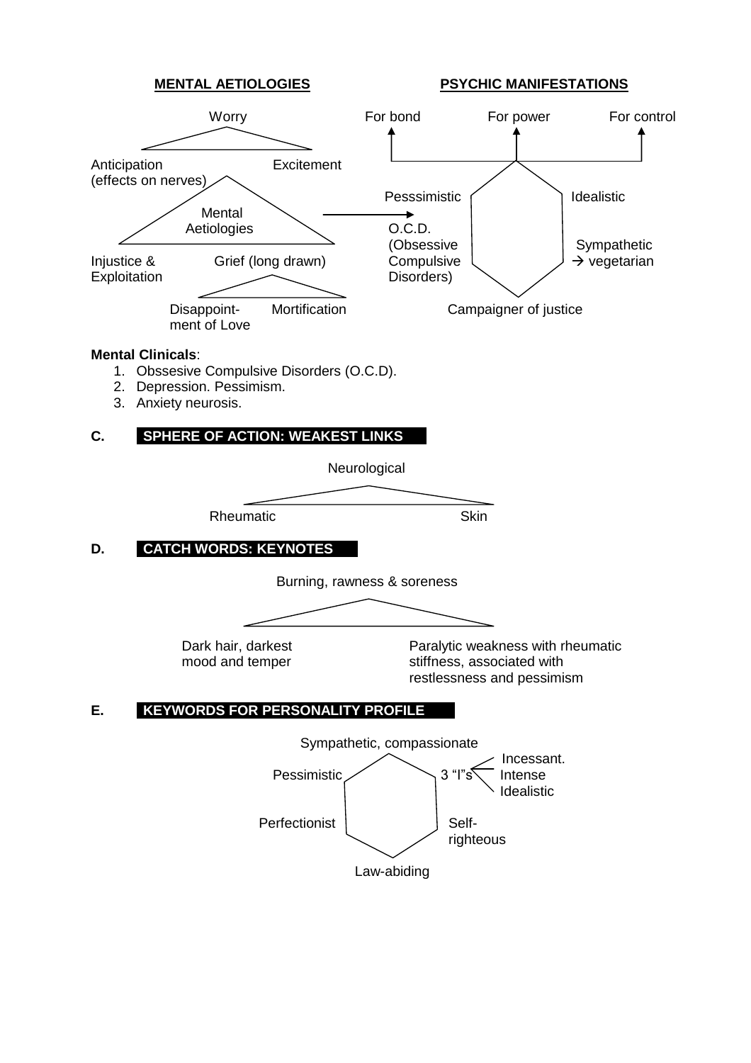**MENTAL AETIOLOGIES**

Worry

Anticipation (effects on nerves) — Excitement

Mental Aetiologies

Injustice & Exploitation — Grief (long drawn)

Disappointment of Love — Mortification

**PSYCHIC MANIFESTATIONS**

For bond — For power — For control

Pesssimistic — Idealistic

O.C.D. (Obsessive Compulsive Disorders) — Sympathetic → vegetarian

Campaigner of justice

**Mental Clinicals**:

1. Obssesive Compulsive Disorders (O.C.D).
2. Depression. Pessimism.
3. Anxiety neurosis.

## C. SPHERE OF ACTION: WEAKEST LINKS

Neurological

Rheumatic — Skin

## D. CATCH WORDS: KEYNOTES

Burning, rawness & soreness

Dark hair, darkest mood and temper

Paralytic weakness with rheumatic stiffness, associated with restlessness and pessimism

## E. KEYWORDS FOR PERSONALITY PROFILE

Sympathetic, compassionate

Pessimistic — 3 "I"s (Incessant. Intense Idealistic)

Perfectionist — Self-righteous

Law-abiding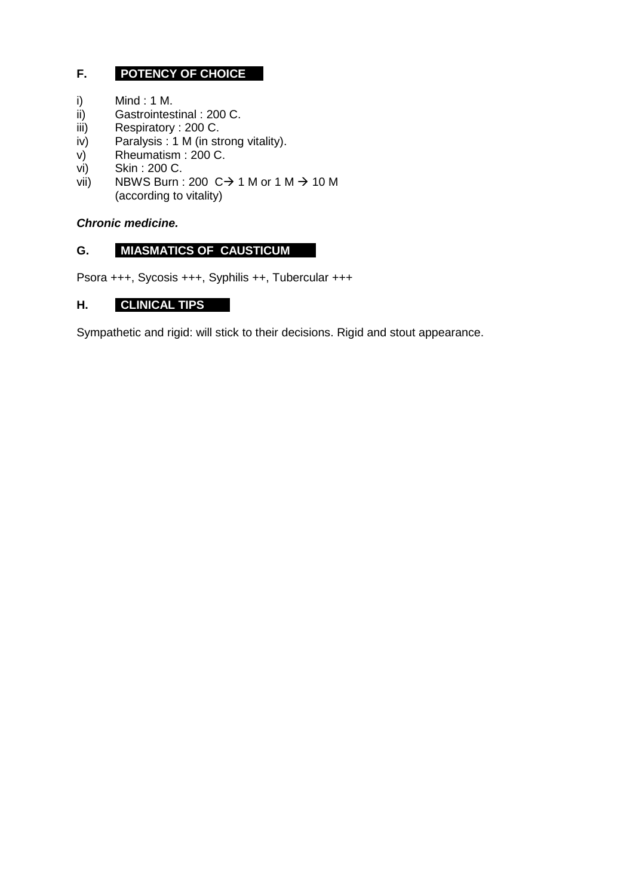## F. POTENCY OF CHOICE

i) Mind : 1 M.
ii) Gastrointestinal : 200 C.
iii) Respiratory : 200 C.
iv) Paralysis : 1 M (in strong vitality).
v) Rheumatism : 200 C.
vi) Skin : 200 C.
vii) NBWS Burn : 200 C → 1 M or 1 M → 10 M
(according to vitality)

***Chronic medicine.***

## G. MIASMATICS OF CAUSTICUM

Psora +++, Sycosis +++, Syphilis ++, Tubercular +++

## H. CLINICAL TIPS

Sympathetic and rigid: will stick to their decisions. Rigid and stout appearance.